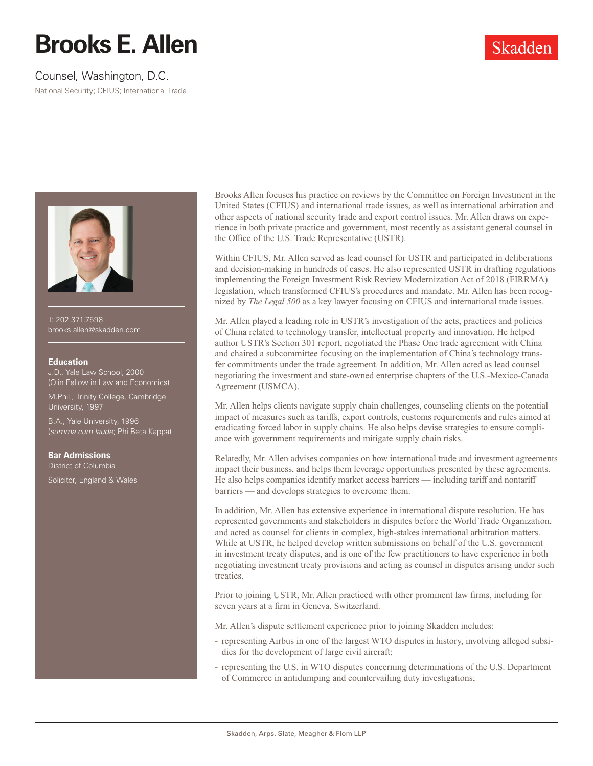# Brooks E. Allen

Counsel, Washington, D.C.

National Security; CFIUS; International Trade

T: 202.371.7598
brooks.allen@skadden.com

**Education**

J.D., Yale Law School, 2000
(Olin Fellow in Law and Economics)

M.Phil., Trinity College, Cambridge University, 1997

B.A., Yale University, 1996
(*summa cum laude*; Phi Beta Kappa)

**Bar Admissions**

District of Columbia

Solicitor, England & Wales

Brooks Allen focuses his practice on reviews by the Committee on Foreign Investment in the United States (CFIUS) and international trade issues, as well as international arbitration and other aspects of national security trade and export control issues. Mr. Allen draws on experience in both private practice and government, most recently as assistant general counsel in the Office of the U.S. Trade Representative (USTR).

Within CFIUS, Mr. Allen served as lead counsel for USTR and participated in deliberations and decision-making in hundreds of cases. He also represented USTR in drafting regulations implementing the Foreign Investment Risk Review Modernization Act of 2018 (FIRRMA) legislation, which transformed CFIUS's procedures and mandate. Mr. Allen has been recognized by *The Legal 500* as a key lawyer focusing on CFIUS and international trade issues.

Mr. Allen played a leading role in USTR's investigation of the acts, practices and policies of China related to technology transfer, intellectual property and innovation. He helped author USTR's Section 301 report, negotiated the Phase One trade agreement with China and chaired a subcommittee focusing on the implementation of China's technology transfer commitments under the trade agreement. In addition, Mr. Allen acted as lead counsel negotiating the investment and state-owned enterprise chapters of the U.S.-Mexico-Canada Agreement (USMCA).

Mr. Allen helps clients navigate supply chain challenges, counseling clients on the potential impact of measures such as tariffs, export controls, customs requirements and rules aimed at eradicating forced labor in supply chains. He also helps devise strategies to ensure compliance with government requirements and mitigate supply chain risks.

Relatedly, Mr. Allen advises companies on how international trade and investment agreements impact their business, and helps them leverage opportunities presented by these agreements. He also helps companies identify market access barriers — including tariff and nontariff barriers — and develops strategies to overcome them.

In addition, Mr. Allen has extensive experience in international dispute resolution. He has represented governments and stakeholders in disputes before the World Trade Organization, and acted as counsel for clients in complex, high-stakes international arbitration matters. While at USTR, he helped develop written submissions on behalf of the U.S. government in investment treaty disputes, and is one of the few practitioners to have experience in both negotiating investment treaty provisions and acting as counsel in disputes arising under such treaties.

Prior to joining USTR, Mr. Allen practiced with other prominent law firms, including for seven years at a firm in Geneva, Switzerland.

Mr. Allen's dispute settlement experience prior to joining Skadden includes:

- representing Airbus in one of the largest WTO disputes in history, involving alleged subsidies for the development of large civil aircraft;
- representing the U.S. in WTO disputes concerning determinations of the U.S. Department of Commerce in antidumping and countervailing duty investigations;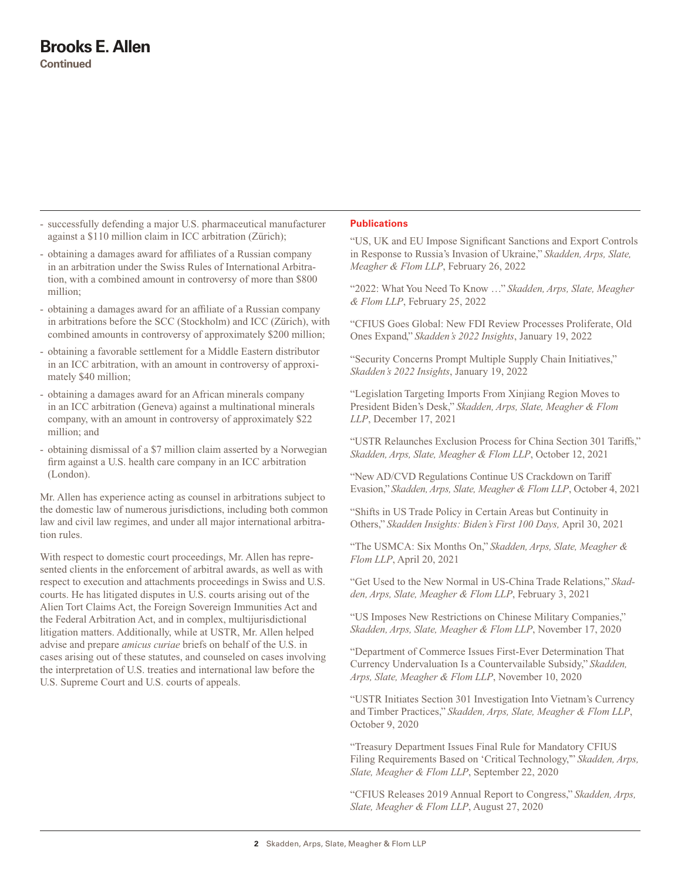# Brooks E. Allen

**Continued**

- successfully defending a major U.S. pharmaceutical manufacturer against a $110 million claim in ICC arbitration (Zürich);
- obtaining a damages award for affiliates of a Russian company in an arbitration under the Swiss Rules of International Arbitration, with a combined amount in controversy of more than $800 million;
- obtaining a damages award for an affiliate of a Russian company in arbitrations before the SCC (Stockholm) and ICC (Zürich), with combined amounts in controversy of approximately $200 million;
- obtaining a favorable settlement for a Middle Eastern distributor in an ICC arbitration, with an amount in controversy of approximately $40 million;
- obtaining a damages award for an African minerals company in an ICC arbitration (Geneva) against a multinational minerals company, with an amount in controversy of approximately $22 million; and
- obtaining dismissal of a $7 million claim asserted by a Norwegian firm against a U.S. health care company in an ICC arbitration (London).

Mr. Allen has experience acting as counsel in arbitrations subject to the domestic law of numerous jurisdictions, including both common law and civil law regimes, and under all major international arbitration rules.

With respect to domestic court proceedings, Mr. Allen has represented clients in the enforcement of arbitral awards, as well as with respect to execution and attachments proceedings in Swiss and U.S. courts. He has litigated disputes in U.S. courts arising out of the Alien Tort Claims Act, the Foreign Sovereign Immunities Act and the Federal Arbitration Act, and in complex, multijurisdictional litigation matters. Additionally, while at USTR, Mr. Allen helped advise and prepare *amicus curiae* briefs on behalf of the U.S. in cases arising out of these statutes, and counseled on cases involving the interpretation of U.S. treaties and international law before the U.S. Supreme Court and U.S. courts of appeals.

## Publications

"US, UK and EU Impose Significant Sanctions and Export Controls in Response to Russia's Invasion of Ukraine," *Skadden, Arps, Slate, Meagher & Flom LLP*, February 26, 2022

"2022: What You Need To Know …" *Skadden, Arps, Slate, Meagher & Flom LLP*, February 25, 2022

"CFIUS Goes Global: New FDI Review Processes Proliferate, Old Ones Expand," *Skadden's 2022 Insights*, January 19, 2022

"Security Concerns Prompt Multiple Supply Chain Initiatives," *Skadden's 2022 Insights*, January 19, 2022

"Legislation Targeting Imports From Xinjiang Region Moves to President Biden's Desk," *Skadden, Arps, Slate, Meagher & Flom LLP*, December 17, 2021

"USTR Relaunches Exclusion Process for China Section 301 Tariffs," *Skadden, Arps, Slate, Meagher & Flom LLP*, October 12, 2021

"New AD/CVD Regulations Continue US Crackdown on Tariff Evasion," *Skadden, Arps, Slate, Meagher & Flom LLP*, October 4, 2021

"Shifts in US Trade Policy in Certain Areas but Continuity in Others," *Skadden Insights: Biden's First 100 Days,* April 30, 2021

"The USMCA: Six Months On," *Skadden, Arps, Slate, Meagher & Flom LLP*, April 20, 2021

"Get Used to the New Normal in US-China Trade Relations," *Skadden, Arps, Slate, Meagher & Flom LLP*, February 3, 2021

"US Imposes New Restrictions on Chinese Military Companies," *Skadden, Arps, Slate, Meagher & Flom LLP*, November 17, 2020

"Department of Commerce Issues First-Ever Determination That Currency Undervaluation Is a Countervailable Subsidy," *Skadden, Arps, Slate, Meagher & Flom LLP*, November 10, 2020

"USTR Initiates Section 301 Investigation Into Vietnam's Currency and Timber Practices," *Skadden, Arps, Slate, Meagher & Flom LLP*, October 9, 2020

"Treasury Department Issues Final Rule for Mandatory CFIUS Filing Requirements Based on 'Critical Technology,'" *Skadden, Arps, Slate, Meagher & Flom LLP*, September 22, 2020

"CFIUS Releases 2019 Annual Report to Congress," *Skadden, Arps, Slate, Meagher & Flom LLP*, August 27, 2020